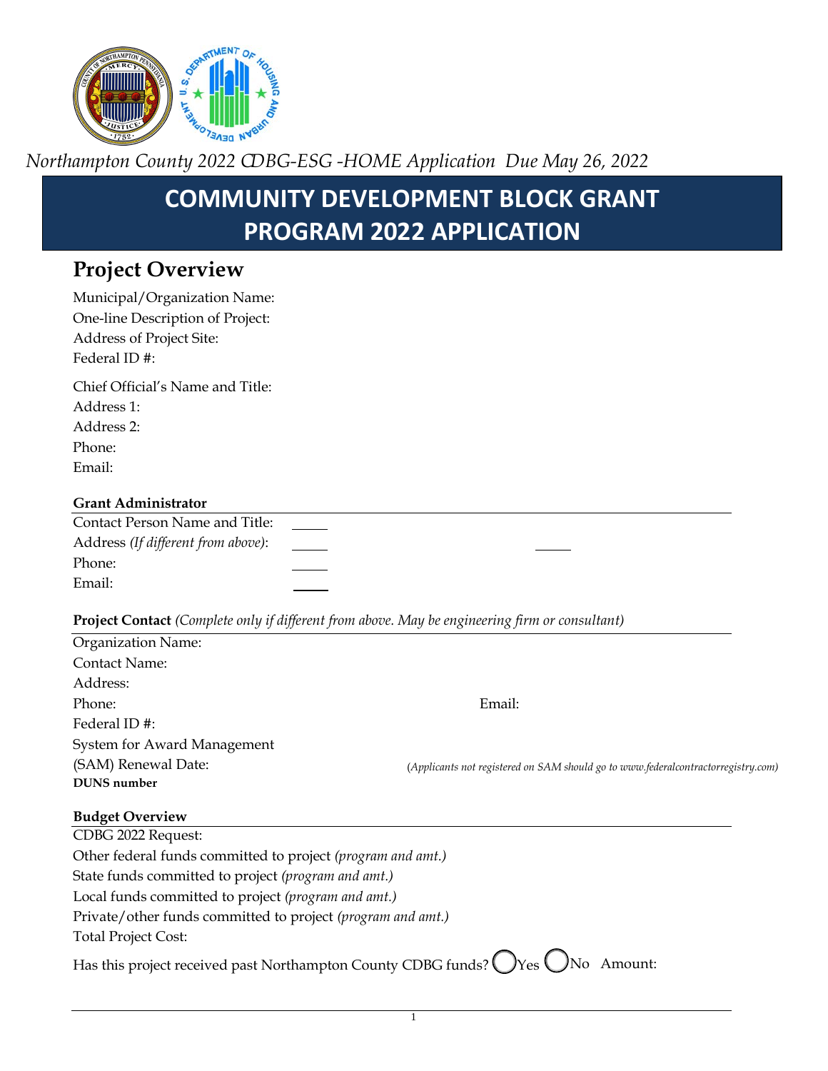*Northampton County 2022 CDBG-ESG -HOME Application Due May 26, 2022*

# COMMUNITY DEVELOPMENT BLOCK GRANT PROGRAM 2022 APPLICATION

## Project Overview

Municipal/Organization Name:
One-line Description of Project:
Address of Project Site:
Federal ID #:

Chief Official's Name and Title:
Address 1:
Address 2:
Phone:
Email:

### Grant Administrator

Contact Person Name and Title:
Address *(If different from above)*:
Phone:
Email:

### Project Contact *(Complete only if different from above. May be engineering firm or consultant)*

Organization Name:
Contact Name:
Address:
Phone: Email:
Federal ID #:
System for Award Management (SAM) Renewal Date: *(Applicants not registered on SAM should go to www.federalcontractorregistry.com)*
**DUNS number**

### Budget Overview

CDBG 2022 Request:
Other federal funds committed to project *(program and amt.)*
State funds committed to project *(program and amt.)*
Local funds committed to project *(program and amt.)*
Private/other funds committed to project *(program and amt.)*
Total Project Cost:

Has this project received past Northampton County CDBG funds? ◯ Yes ◯ No Amount: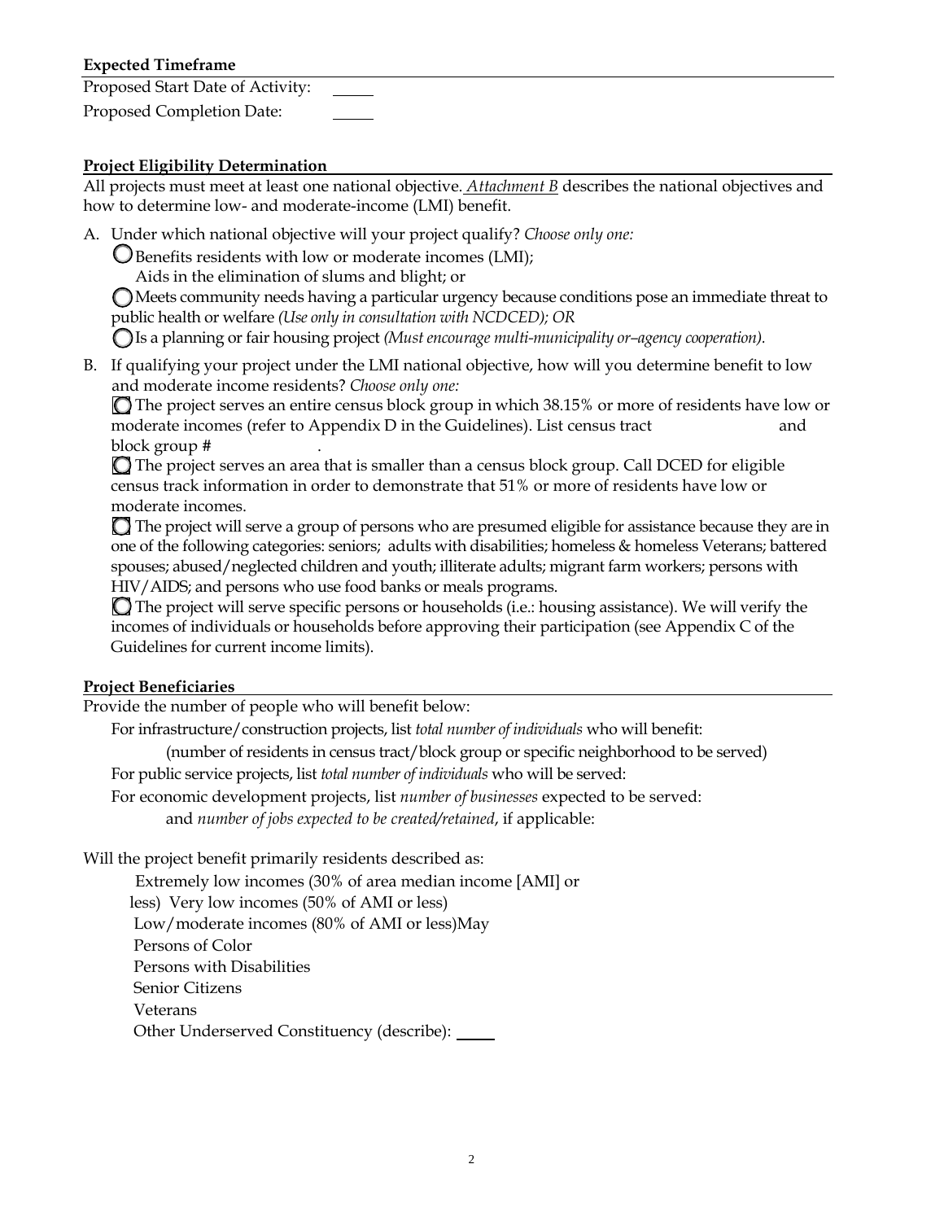**Expected Timeframe**

Proposed Start Date of Activity: \_\_\_\_\_

Proposed Completion Date: \_\_\_\_\_

**Project Eligibility Determination**

All projects must meet at least one national objective. *Attachment B* describes the national objectives and how to determine low- and moderate-income (LMI) benefit.

A. Under which national objective will your project qualify? *Choose only one:*

- ○ Benefits residents with low or moderate incomes (LMI);
- Aids in the elimination of slums and blight; or
- ○ Meets community needs having a particular urgency because conditions pose an immediate threat to public health or welfare *(Use only in consultation with NCDCED); OR*
- ○ Is a planning or fair housing project *(Must encourage multi-municipality or–agency cooperation).*

B. If qualifying your project under the LMI national objective, how will you determine benefit to low and moderate income residents? *Choose only one:*

- ○ The project serves an entire census block group in which 38.15% or more of residents have low or moderate incomes (refer to Appendix D in the Guidelines). List census tract and block group # .
- ○ The project serves an area that is smaller than a census block group. Call DCED for eligible census track information in order to demonstrate that 51% or more of residents have low or moderate incomes.
- ○ The project will serve a group of persons who are presumed eligible for assistance because they are in one of the following categories: seniors; adults with disabilities; homeless & homeless Veterans; battered spouses; abused/neglected children and youth; illiterate adults; migrant farm workers; persons with HIV/AIDS; and persons who use food banks or meals programs.
- ○ The project will serve specific persons or households (i.e.: housing assistance). We will verify the incomes of individuals or households before approving their participation (see Appendix C of the Guidelines for current income limits).

**Project Beneficiaries**

Provide the number of people who will benefit below:

For infrastructure/construction projects, list *total number of individuals* who will benefit:
(number of residents in census tract/block group or specific neighborhood to be served)

For public service projects, list *total number of individuals* who will be served:

For economic development projects, list *number of businesses* expected to be served:
and *number of jobs expected to be created/retained*, if applicable:

Will the project benefit primarily residents described as:

- Extremely low incomes (30% of area median income [AMI] or less)
- Very low incomes (50% of AMI or less)
- Low/moderate incomes (80% of AMI or less)May
- Persons of Color
- Persons with Disabilities
- Senior Citizens
- Veterans
- Other Underserved Constituency (describe): \_\_\_\_\_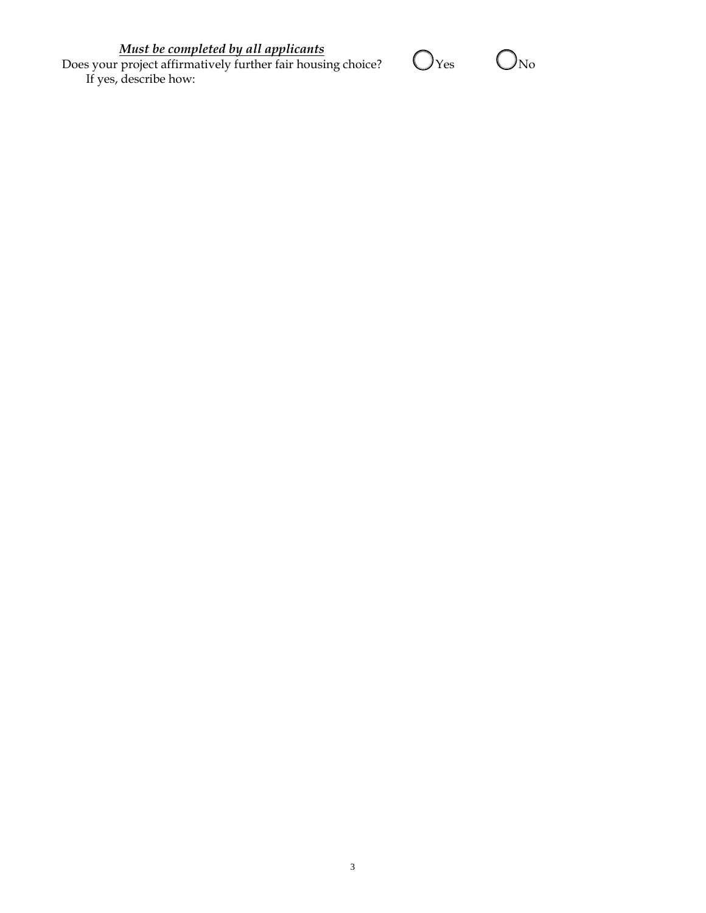***Must be completed by all applicants***

Does your project affirmatively further fair housing choice? ◯ Yes ◯ No

If yes, describe how: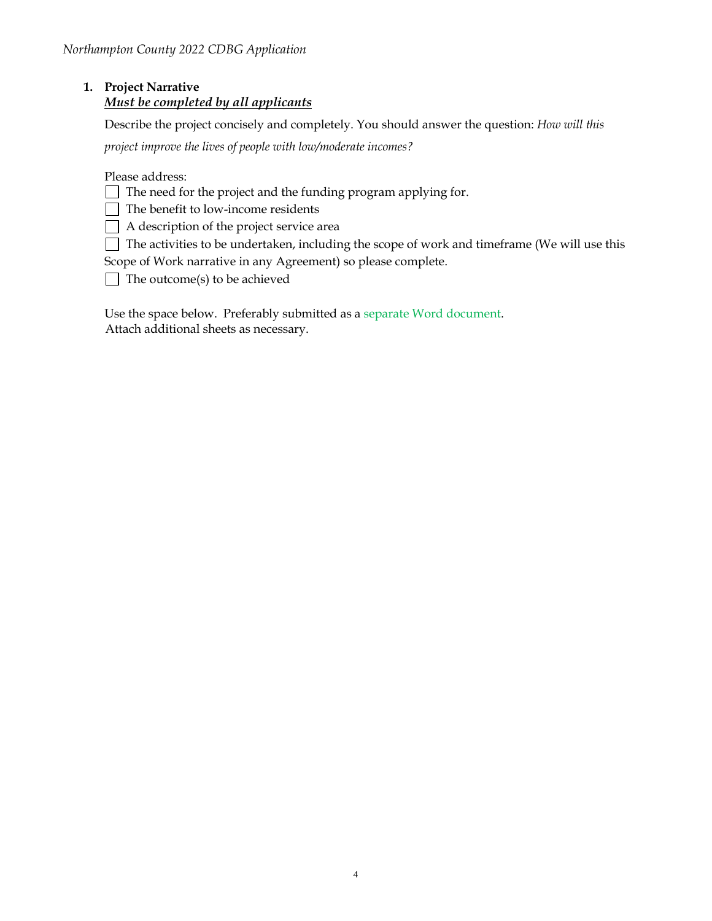## 1. Project Narrative

***Must be completed by all applicants***

Describe the project concisely and completely. You should answer the question: *How will this project improve the lives of people with low/moderate incomes?*

Please address:

- [ ] The need for the project and the funding program applying for.
- [ ] The benefit to low-income residents
- [ ] A description of the project service area
- [ ] The activities to be undertaken, including the scope of work and timeframe (We will use this Scope of Work narrative in any Agreement) so please complete.
- [ ] The outcome(s) to be achieved

Use the space below. Preferably submitted as a separate Word document.
Attach additional sheets as necessary.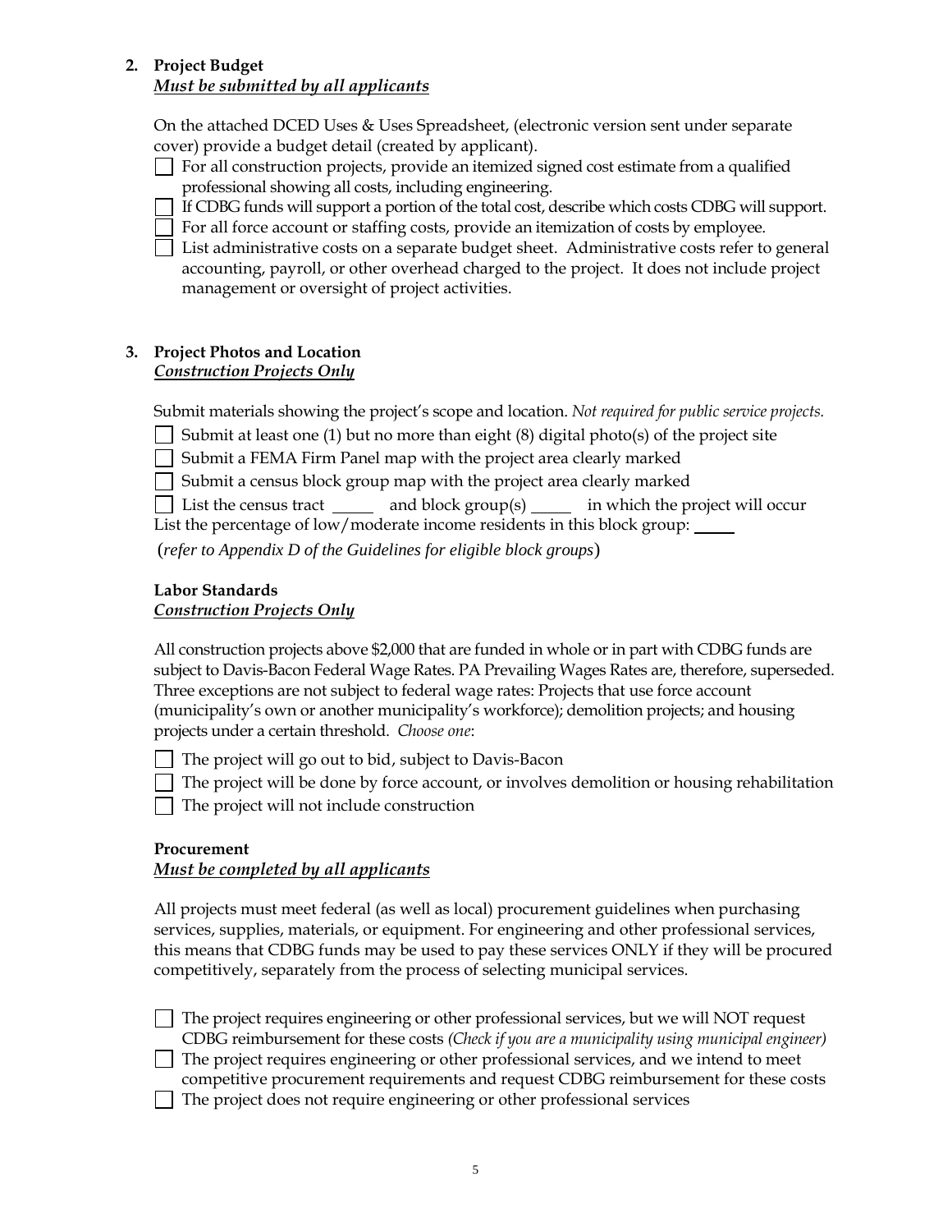**2. Project Budget**
***Must be submitted by all applicants***

On the attached DCED Uses & Uses Spreadsheet, (electronic version sent under separate cover) provide a budget detail (created by applicant).

- ☐ For all construction projects, provide an itemized signed cost estimate from a qualified professional showing all costs, including engineering.
- ☐ If CDBG funds will support a portion of the total cost, describe which costs CDBG will support.
- ☐ For all force account or staffing costs, provide an itemization of costs by employee.
- ☐ List administrative costs on a separate budget sheet. Administrative costs refer to general accounting, payroll, or other overhead charged to the project. It does not include project management or oversight of project activities.

**3. Project Photos and Location**
***Construction Projects Only***

Submit materials showing the project's scope and location. *Not required for public service projects.*

- ☐ Submit at least one (1) but no more than eight (8) digital photo(s) of the project site
- ☐ Submit a FEMA Firm Panel map with the project area clearly marked
- ☐ Submit a census block group map with the project area clearly marked
- ☐ List the census tract _____ and block group(s) _____ in which the project will occur

List the percentage of low/moderate income residents in this block group: _____

(*refer to Appendix D of the Guidelines for eligible block groups*)

**Labor Standards**
***Construction Projects Only***

All construction projects above $2,000 that are funded in whole or in part with CDBG funds are subject to Davis-Bacon Federal Wage Rates. PA Prevailing Wages Rates are, therefore, superseded. Three exceptions are not subject to federal wage rates: Projects that use force account (municipality's own or another municipality's workforce); demolition projects; and housing projects under a certain threshold. *Choose one*:

- ☐ The project will go out to bid, subject to Davis-Bacon
- ☐ The project will be done by force account, or involves demolition or housing rehabilitation
- ☐ The project will not include construction

**Procurement**
***Must be completed by all applicants***

All projects must meet federal (as well as local) procurement guidelines when purchasing services, supplies, materials, or equipment. For engineering and other professional services, this means that CDBG funds may be used to pay these services ONLY if they will be procured competitively, separately from the process of selecting municipal services.

- ☐ The project requires engineering or other professional services, but we will NOT request CDBG reimbursement for these costs *(Check if you are a municipality using municipal engineer)*
- ☐ The project requires engineering or other professional services, and we intend to meet competitive procurement requirements and request CDBG reimbursement for these costs
- ☐ The project does not require engineering or other professional services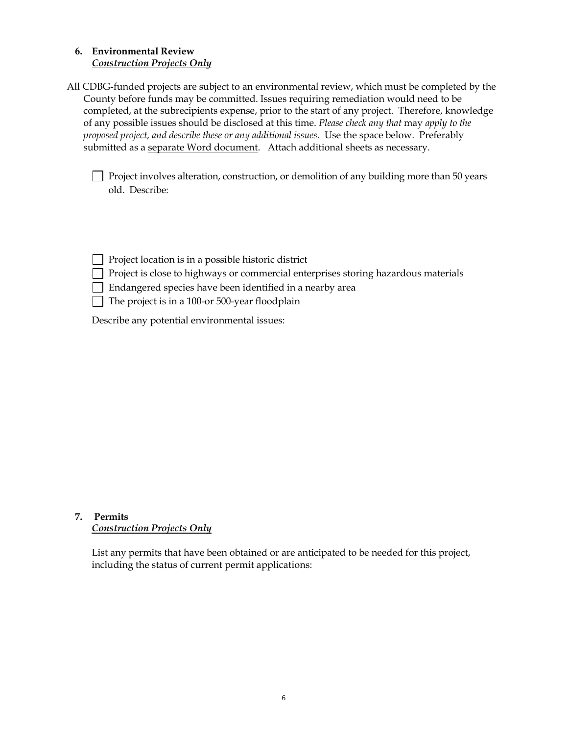6. **Environmental Review**
   ***<u>Construction Projects Only</u>***

All CDBG-funded projects are subject to an environmental review, which must be completed by the County before funds may be committed. Issues requiring remediation would need to be completed, at the subrecipients expense, prior to the start of any project. Therefore, knowledge of any possible issues should be disclosed at this time. *Please check any that* may *apply to the proposed project, and describe these or any additional issues.* Use the space below. Preferably submitted as a <u>separate Word document</u>. Attach additional sheets as necessary.

- [ ] Project involves alteration, construction, or demolition of any building more than 50 years old. Describe:

- [ ] Project location is in a possible historic district
- [ ] Project is close to highways or commercial enterprises storing hazardous materials
- [ ] Endangered species have been identified in a nearby area
- [ ] The project is in a 100-or 500-year floodplain

Describe any potential environmental issues:

7. **Permits**
   ***<u>Construction Projects Only</u>***

List any permits that have been obtained or are anticipated to be needed for this project, including the status of current permit applications: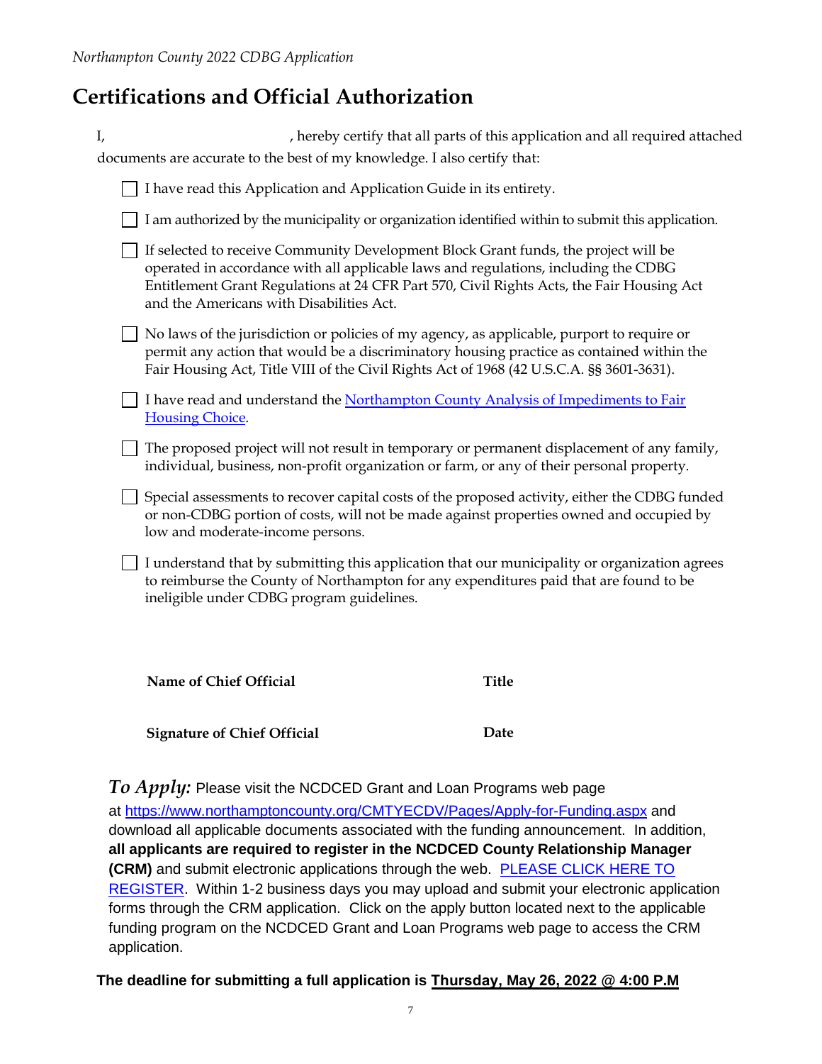## Certifications and Official Authorization

I, \_\_\_\_\_\_\_\_\_\_\_\_\_\_\_\_\_\_\_\_, hereby certify that all parts of this application and all required attached documents are accurate to the best of my knowledge. I also certify that:

- ☐ I have read this Application and Application Guide in its entirety.
- ☐ I am authorized by the municipality or organization identified within to submit this application.
- ☐ If selected to receive Community Development Block Grant funds, the project will be operated in accordance with all applicable laws and regulations, including the CDBG Entitlement Grant Regulations at 24 CFR Part 570, Civil Rights Acts, the Fair Housing Act and the Americans with Disabilities Act.
- ☐ No laws of the jurisdiction or policies of my agency, as applicable, purport to require or permit any action that would be a discriminatory housing practice as contained within the Fair Housing Act, Title VIII of the Civil Rights Act of 1968 (42 U.S.C.A. §§ 3601-3631).
- ☐ I have read and understand the Northampton County Analysis of Impediments to Fair Housing Choice.
- ☐ The proposed project will not result in temporary or permanent displacement of any family, individual, business, non-profit organization or farm, or any of their personal property.
- ☐ Special assessments to recover capital costs of the proposed activity, either the CDBG funded or non-CDBG portion of costs, will not be made against properties owned and occupied by low and moderate-income persons.
- ☐ I understand that by submitting this application that our municipality or organization agrees to reimburse the County of Northampton for any expenditures paid that are found to be ineligible under CDBG program guidelines.

| | |
|---|---|
| **Name of Chief Official** | **Title** |
| **Signature of Chief Official** | **Date** |

***To Apply:*** Please visit the NCDCED Grant and Loan Programs web page at https://www.northamptoncounty.org/CMTYECDV/Pages/Apply-for-Funding.aspx and download all applicable documents associated with the funding announcement. In addition, **all applicants are required to register in the NCDCED County Relationship Manager (CRM)** and submit electronic applications through the web. PLEASE CLICK HERE TO REGISTER. Within 1-2 business days you may upload and submit your electronic application forms through the CRM application. Click on the apply button located next to the applicable funding program on the NCDCED Grant and Loan Programs web page to access the CRM application.

**The deadline for submitting a full application is Thursday, May 26, 2022 @ 4:00 P.M**